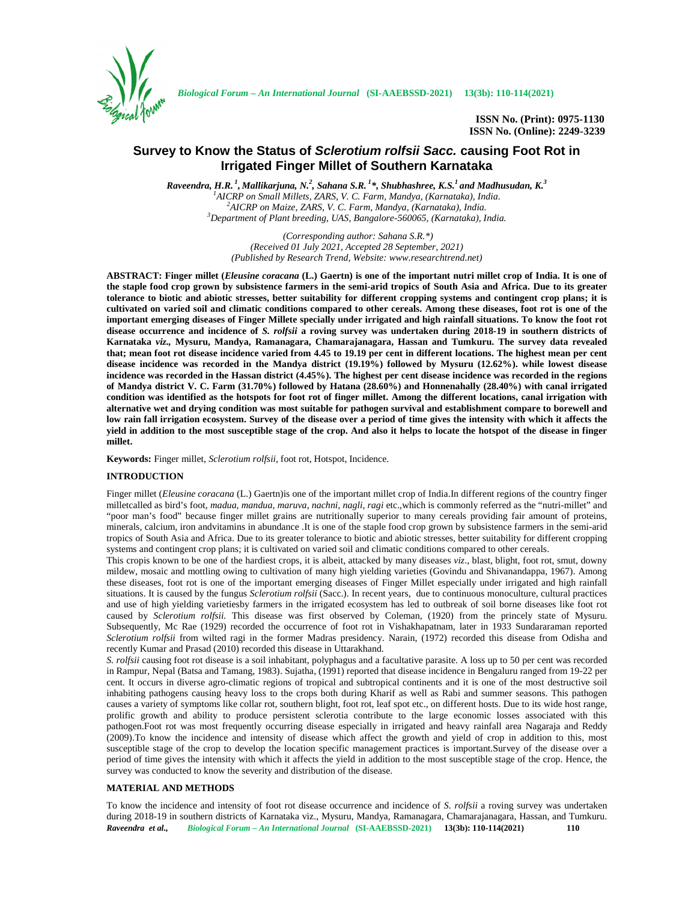# Survey to Know the Status of *Sclerotium rolfsii Sacc.* causing Foot Rot in Irrigated Finger Millet of Southern Karnataka

***Raveendra, H.R.*** [1]***, Mallikarjuna, N.*** [2]***, Sahana S.R.*** [1]***\*, Shubhashree, K.S.*** [1] ***and Madhusudan, K.*** [3]

[1]*AICRP on Small Millets, ZARS, V. C. Farm, Mandya, (Karnataka), India.*
[2]*AICRP on Maize, ZARS, V. C. Farm, Mandya, (Karnataka), India.*
[3]*Department of Plant breeding, UAS, Bangalore-560065, (Karnataka), India.*

*(Corresponding author: Sahana S.R.\*)*
*(Received 01 July 2021, Accepted 28 September, 2021)*
*(Published by Research Trend, Website: www.researchtrend.net)*

**ABSTRACT: Finger millet (*Eleusine coracana* (L.) Gaertn) is one of the important nutri millet crop of India. It is one of the staple food crop grown by subsistence farmers in the semi-arid tropics of South Asia and Africa. Due to its greater tolerance to biotic and abiotic stresses, better suitability for different cropping systems and contingent crop plans; it is cultivated on varied soil and climatic conditions compared to other cereals. Among these diseases, foot rot is one of the important emerging diseases of Finger Millete specially under irrigated and high rainfall situations. To know the foot rot disease occurrence and incidence of *S. rolfsii* a roving survey was undertaken during 2018-19 in southern districts of Karnataka *viz.,* Mysuru, Mandya, Ramanagara, Chamarajanagara, Hassan and Tumkuru. The survey data revealed that; mean foot rot disease incidence varied from 4.45 to 19.19 per cent in different locations. The highest mean per cent disease incidence was recorded in the Mandya district (19.19%) followed by Mysuru (12.62%). while lowest disease incidence was recorded in the Hassan district (4.45%). The highest per cent disease incidence was recorded in the regions of Mandya district V. C. Farm (31.70%) followed by Hatana (28.60%) and Honnenahally (28.40%) with canal irrigated condition was identified as the hotspots for foot rot of finger millet. Among the different locations, canal irrigation with alternative wet and drying condition was most suitable for pathogen survival and establishment compare to borewell and low rain fall irrigation ecosystem. Survey of the disease over a period of time gives the intensity with which it affects the yield in addition to the most susceptible stage of the crop. And also it helps to locate the hotspot of the disease in finger millet.**

**Keywords:** Finger millet, *Sclerotium rolfsii*, foot rot, Hotspot, Incidence.

## INTRODUCTION

Finger millet (*Eleusine coracana* (L.) Gaertn)is one of the important millet crop of India.In different regions of the country finger milletcalled as bird's foot, *madua, mandua, maruva, nachni, nagli, ragi* etc.,which is commonly referred as the "nutri-millet" and "poor man's food" because finger millet grains are nutritionally superior to many cereals providing fair amount of proteins, minerals, calcium, iron andvitamins in abundance .It is one of the staple food crop grown by subsistence farmers in the semi-arid tropics of South Asia and Africa. Due to its greater tolerance to biotic and abiotic stresses, better suitability for different cropping systems and contingent crop plans; it is cultivated on varied soil and climatic conditions compared to other cereals.

This cropis known to be one of the hardiest crops, it is albeit, attacked by many diseases *viz*., blast, blight, foot rot, smut, downy mildew, mosaic and mottling owing to cultivation of many high yielding varieties (Govindu and Shivanandappa, 1967). Among these diseases, foot rot is one of the important emerging diseases of Finger Millet especially under irrigated and high rainfall situations. It is caused by the fungus *Sclerotium rolfsii* (Sacc.). In recent years, due to continuous monoculture, cultural practices and use of high yielding varietiesby farmers in the irrigated ecosystem has led to outbreak of soil borne diseases like foot rot caused by *Sclerotium rolfsii*. This disease was first observed by Coleman, (1920) from the princely state of Mysuru. Subsequently, Mc Rae (1929) recorded the occurrence of foot rot in Vishakhapatnam, later in 1933 Sundararaman reported *Sclerotium rolfsii* from wilted ragi in the former Madras presidency. Narain, (1972) recorded this disease from Odisha and recently Kumar and Prasad (2010) recorded this disease in Uttarakhand.

*S. rolfsii* causing foot rot disease is a soil inhabitant, polyphagus and a facultative parasite. A loss up to 50 per cent was recorded in Rampur, Nepal (Batsa and Tamang, 1983). Sujatha, (1991) reported that disease incidence in Bengaluru ranged from 19-22 per cent. It occurs in diverse agro-climatic regions of tropical and subtropical continents and it is one of the most destructive soil inhabiting pathogens causing heavy loss to the crops both during Kharif as well as Rabi and summer seasons. This pathogen causes a variety of symptoms like collar rot, southern blight, foot rot, leaf spot etc., on different hosts. Due to its wide host range, prolific growth and ability to produce persistent sclerotia contribute to the large economic losses associated with this pathogen.Foot rot was most frequently occurring disease especially in irrigated and heavy rainfall area Nagaraja and Reddy (2009).To know the incidence and intensity of disease which affect the growth and yield of crop in addition to this, most susceptible stage of the crop to develop the location specific management practices is important.Survey of the disease over a period of time gives the intensity with which it affects the yield in addition to the most susceptible stage of the crop. Hence, the survey was conducted to know the severity and distribution of the disease.

## MATERIAL AND METHODS

To know the incidence and intensity of foot rot disease occurrence and incidence of *S. rolfsii* a roving survey was undertaken during 2018-19 in southern districts of Karnataka viz., Mysuru, Mandya, Ramanagara, Chamarajanagara, Hassan, and Tumkuru.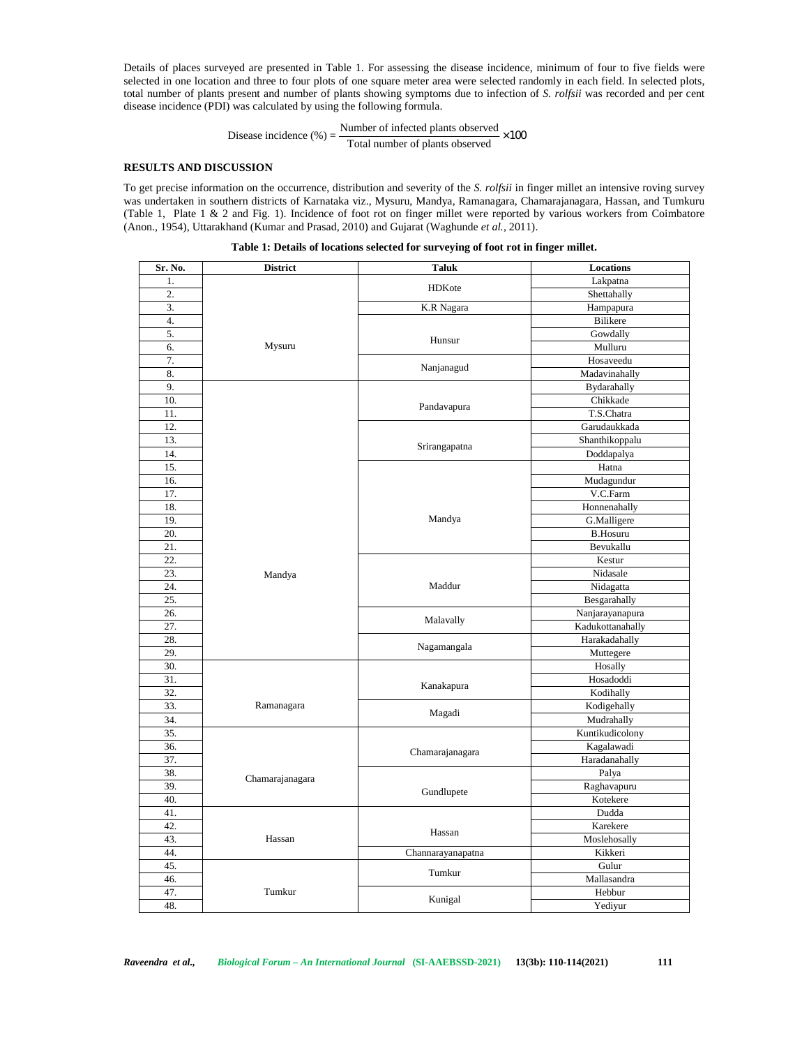Details of places surveyed are presented in Table 1. For assessing the disease incidence, minimum of four to five fields were selected in one location and three to four plots of one square meter area were selected randomly in each field. In selected plots, total number of plants present and number of plants showing symptoms due to infection of *S. rolfsii* was recorded and per cent disease incidence (PDI) was calculated by using the following formula.

$$\text{Disease incidence (\%)} = \frac{\text{Number of infected plants observed}}{\text{Total number of plants observed}} \times 100$$

## RESULTS AND DISCUSSION

To get precise information on the occurrence, distribution and severity of the *S. rolfsii* in finger millet an intensive roving survey was undertaken in southern districts of Karnataka viz., Mysuru, Mandya, Ramanagara, Chamarajanagara, Hassan, and Tumkuru (Table 1, Plate 1 & 2 and Fig. 1). Incidence of foot rot on finger millet were reported by various workers from Coimbatore (Anon., 1954), Uttarakhand (Kumar and Prasad, 2010) and Gujarat (Waghunde *et al.*, 2011).

**Table 1: Details of locations selected for surveying of foot rot in finger millet.**

| Sr. No. | District | Taluk | Locations |
|---|---|---|---|
| 1. | Mysuru | HDKote | Lakpatna |
| 2. | | | Shettahally |
| 3. | | K.R Nagara | Hampapura |
| 4. | | Hunsur | Bilikere |
| 5. | | | Gowdally |
| 6. | | | Mulluru |
| 7. | | Nanjanagud | Hosaveedu |
| 8. | | | Madavinahally |
| 9. | Mandya | Pandavapura | Bydarahally |
| 10. | | | Chikkade |
| 11. | | | T.S.Chatra |
| 12. | | Srirangapatna | Garudaukkada |
| 13. | | | Shanthikoppalu |
| 14. | | | Doddapalya |
| 15. | | Mandya | Hatna |
| 16. | | | Mudagundur |
| 17. | | | V.C.Farm |
| 18. | | | Honnenahally |
| 19. | | | G.Malligere |
| 20. | | | B.Hosuru |
| 21. | | | Bevukallu |
| 22. | | Maddur | Kestur |
| 23. | | | Nidasale |
| 24. | | | Nidagatta |
| 25. | | | Besgarahally |
| 26. | | Malavally | Nanjarayanapura |
| 27. | | | Kadukottanahally |
| 28. | | Nagamangala | Harakadahally |
| 29. | | | Muttegere |
| 30. | Ramanagara | Kanakapura | Hosally |
| 31. | | | Hosadoddi |
| 32. | | | Kodihally |
| 33. | | Magadi | Kodigehally |
| 34. | | | Mudrahally |
| 35. | Chamarajanagara | Chamarajanagara | Kuntikudicolony |
| 36. | | | Kagalawadi |
| 37. | | | Haradanahally |
| 38. | | Gundlupete | Palya |
| 39. | | | Raghavapuru |
| 40. | | | Kotekere |
| 41. | Hassan | Hassan | Dudda |
| 42. | | | Karekere |
| 43. | | | Moslehosally |
| 44. | | Channarayanapatna | Kikkeri |
| 45. | Tumkur | Tumkur | Gulur |
| 46. | | | Mallasandra |
| 47. | | Kunigal | Hebbur |
| 48. | | | Yediyur |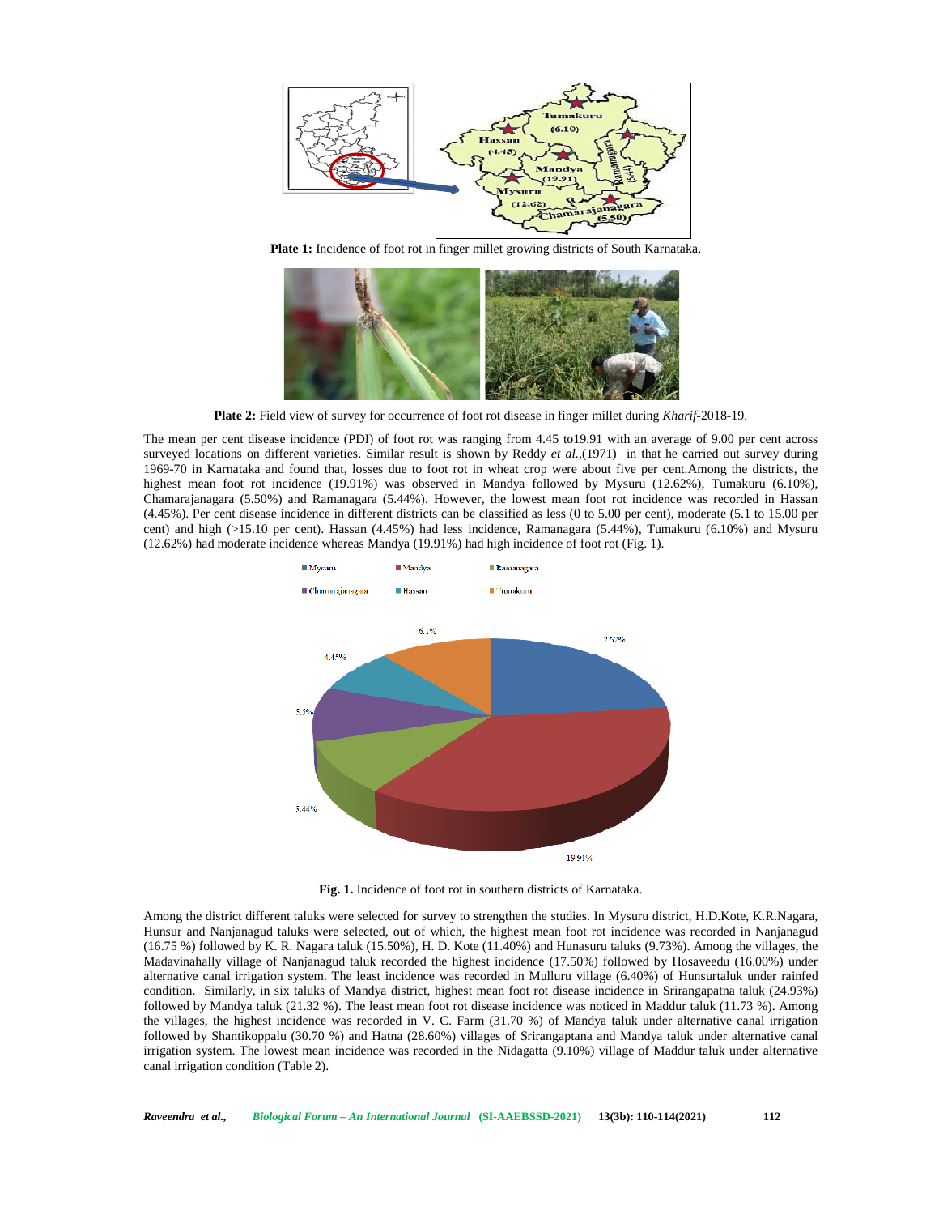**Plate 1:** Incidence of foot rot in finger millet growing districts of South Karnataka.

**Plate 2:** Field view of survey for occurrence of foot rot disease in finger millet during *Kharif*-2018-19.

The mean per cent disease incidence (PDI) of foot rot was ranging from 4.45 to19.91 with an average of 9.00 per cent across surveyed locations on different varieties. Similar result is shown by Reddy *et al.*,(1971) in that he carried out survey during 1969-70 in Karnataka and found that, losses due to foot rot in wheat crop were about five per cent.Among the districts, the highest mean foot rot incidence (19.91%) was observed in Mandya followed by Mysuru (12.62%), Tumakuru (6.10%), Chamarajanagara (5.50%) and Ramanagara (5.44%). However, the lowest mean foot rot incidence was recorded in Hassan (4.45%). Per cent disease incidence in different districts can be classified as less (0 to 5.00 per cent), moderate (5.1 to 15.00 per cent) and high (>15.10 per cent). Hassan (4.45%) had less incidence, Ramanagara (5.44%), Tumakuru (6.10%) and Mysuru (12.62%) had moderate incidence whereas Mandya (19.91%) had high incidence of foot rot (Fig. 1).

**Fig. 1.** Incidence of foot rot in southern districts of Karnataka.

Among the district different taluks were selected for survey to strengthen the studies. In Mysuru district, H.D.Kote, K.R.Nagara, Hunsur and Nanjanagud taluks were selected, out of which, the highest mean foot rot incidence was recorded in Nanjanagud (16.75 %) followed by K. R. Nagara taluk (15.50%), H. D. Kote (11.40%) and Hunasuru taluks (9.73%). Among the villages, the Madavinahally village of Nanjanagud taluk recorded the highest incidence (17.50%) followed by Hosaveedu (16.00%) under alternative canal irrigation system. The least incidence was recorded in Mulluru village (6.40%) of Hunsurtaluk under rainfed condition. Similarly, in six taluks of Mandya district, highest mean foot rot disease incidence in Srirangapatna taluk (24.93%) followed by Mandya taluk (21.32 %). The least mean foot rot disease incidence was noticed in Maddur taluk (11.73 %). Among the villages, the highest incidence was recorded in V. C. Farm (31.70 %) of Mandya taluk under alternative canal irrigation followed by Shantikoppalu (30.70 %) and Hatna (28.60%) villages of Srirangaptana and Mandya taluk under alternative canal irrigation system. The lowest mean incidence was recorded in the Nidagatta (9.10%) village of Maddur taluk under alternative canal irrigation condition (Table 2).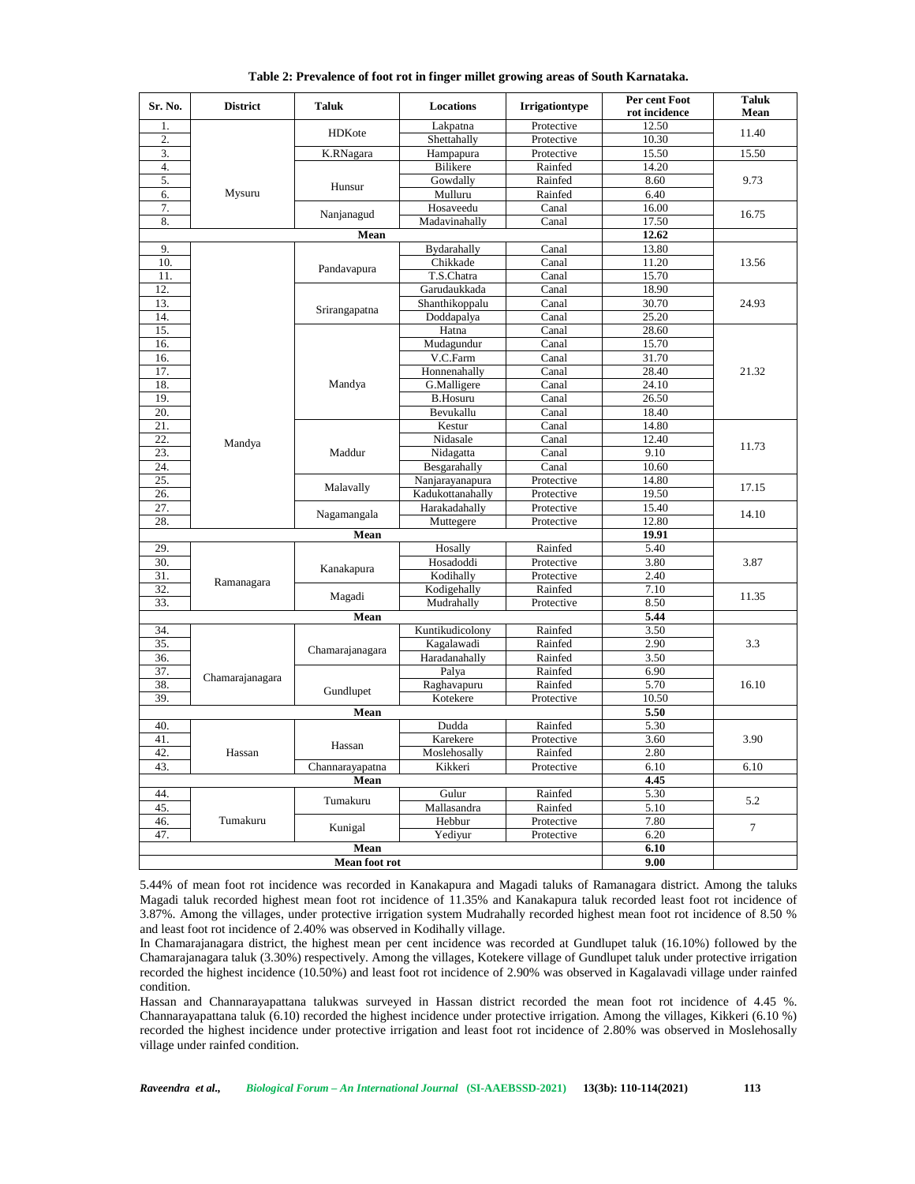**Table 2: Prevalence of foot rot in finger millet growing areas of South Karnataka.**

| Sr. No. | District | Taluk | Locations | Irrigationtype | Per cent Foot rot incidence | Taluk Mean |
|---|---|---|---|---|---|---|
| 1. | Mysuru | HDKote | Lakpatna | Protective | 12.50 | 11.40 |
| 2. | | | Shettahally | Protective | 10.30 | |
| 3. | | K.RNagara | Hampapura | Protective | 15.50 | 15.50 |
| 4. | | Hunsur | Bilikere | Rainfed | 14.20 | 9.73 |
| 5. | | | Gowdally | Rainfed | 8.60 | |
| 6. | | | Mulluru | Rainfed | 6.40 | |
| 7. | | Nanjanagud | Hosaveedu | Canal | 16.00 | 16.75 |
| 8. | | | Madavinahally | Canal | 17.50 | |
| | | **Mean** | | | **12.62** | |
| 9. | Mandya | Pandavapura | Bydarahally | Canal | 13.80 | 13.56 |
| 10. | | | Chikkade | Canal | 11.20 | |
| 11. | | | T.S.Chatra | Canal | 15.70 | |
| 12. | | Srirangapatna | Garudaukkada | Canal | 18.90 | 24.93 |
| 13. | | | Shanthikoppalu | Canal | 30.70 | |
| 14. | | | Doddapalya | Canal | 25.20 | |
| 15. | | Mandya | Hatna | Canal | 28.60 | 21.32 |
| 16. | | | Mudagundur | Canal | 15.70 | |
| 16. | | | V.C.Farm | Canal | 31.70 | |
| 17. | | | Honnenahally | Canal | 28.40 | |
| 18. | | | G.Malligere | Canal | 24.10 | |
| 19. | | | B.Hosuru | Canal | 26.50 | |
| 20. | | | Bevukallu | Canal | 18.40 | |
| 21. | | Maddur | Kestur | Canal | 14.80 | 11.73 |
| 22. | | | Nidasale | Canal | 12.40 | |
| 23. | | | Nidagatta | Canal | 9.10 | |
| 24. | | | Besgarahally | Canal | 10.60 | |
| 25. | | Malavally | Nanjarayanapura | Protective | 14.80 | 17.15 |
| 26. | | | Kadukottanahally | Protective | 19.50 | |
| 27. | | Nagamangala | Harakadahally | Protective | 15.40 | 14.10 |
| 28. | | | Muttegere | Protective | 12.80 | |
| | | **Mean** | | | **19.91** | |
| 29. | Ramanagara | Kanakapura | Hosally | Rainfed | 5.40 | 3.87 |
| 30. | | | Hosadoddi | Protective | 3.80 | |
| 31. | | | Kodihally | Protective | 2.40 | |
| 32. | | Magadi | Kodigehally | Rainfed | 7.10 | 11.35 |
| 33. | | | Mudrahally | Protective | 8.50 | |
| | | **Mean** | | | **5.44** | |
| 34. | Chamarajanagara | Chamarajanagara | Kuntikudicolony | Rainfed | 3.50 | 3.3 |
| 35. | | | Kagalawadi | Rainfed | 2.90 | |
| 36. | | | Haradanahally | Rainfed | 3.50 | |
| 37. | | Gundlupet | Palya | Rainfed | 6.90 | 16.10 |
| 38. | | | Raghavapuru | Rainfed | 5.70 | |
| 39. | | | Kotekere | Protective | 10.50 | |
| | | **Mean** | | | **5.50** | |
| 40. | Hassan | Hassan | Dudda | Rainfed | 5.30 | 3.90 |
| 41. | | | Karekere | Protective | 3.60 | |
| 42. | | | Moslehosally | Rainfed | 2.80 | |
| 43. | | Channarayapatna | Kikkeri | Protective | 6.10 | 6.10 |
| | | **Mean** | | | **4.45** | |
| 44. | Tumakuru | Tumakuru | Gulur | Rainfed | 5.30 | 5.2 |
| 45. | | | Mallasandra | Rainfed | 5.10 | |
| 46. | | Kunigal | Hebbur | Protective | 7.80 | 7 |
| 47. | | | Yediyur | Protective | 6.20 | |
| | | **Mean** | | | **6.10** | |
| | | **Mean foot rot** | | | **9.00** | |

5.44% of mean foot rot incidence was recorded in Kanakapura and Magadi taluks of Ramanagara district. Among the taluks Magadi taluk recorded highest mean foot rot incidence of 11.35% and Kanakapura taluk recorded least foot rot incidence of 3.87%. Among the villages, under protective irrigation system Mudrahally recorded highest mean foot rot incidence of 8.50 % and least foot rot incidence of 2.40% was observed in Kodihally village.

In Chamarajanagara district, the highest mean per cent incidence was recorded at Gundlupet taluk (16.10%) followed by the Chamarajanagara taluk (3.30%) respectively. Among the villages, Kotekere village of Gundlupet taluk under protective irrigation recorded the highest incidence (10.50%) and least foot rot incidence of 2.90% was observed in Kagalavadi village under rainfed condition.

Hassan and Channarayapattana talukwas surveyed in Hassan district recorded the mean foot rot incidence of 4.45 %. Channarayapattana taluk (6.10) recorded the highest incidence under protective irrigation. Among the villages, Kikkeri (6.10 %) recorded the highest incidence under protective irrigation and least foot rot incidence of 2.80% was observed in Moslehosally village under rainfed condition.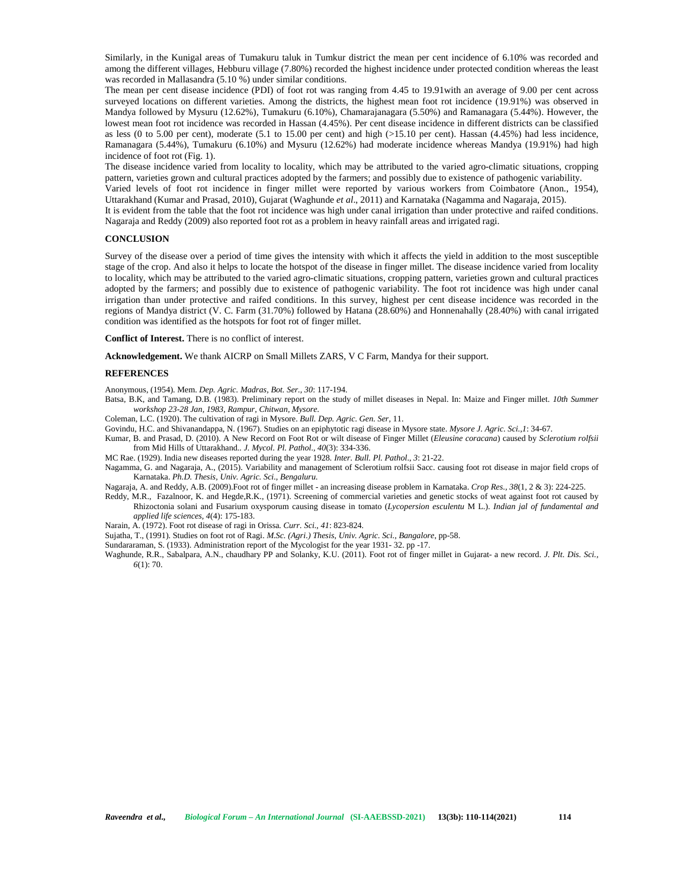Similarly, in the Kunigal areas of Tumakuru taluk in Tumkur district the mean per cent incidence of 6.10% was recorded and among the different villages, Hebburu village (7.80%) recorded the highest incidence under protected condition whereas the least was recorded in Mallasandra (5.10 %) under similar conditions.

The mean per cent disease incidence (PDI) of foot rot was ranging from 4.45 to 19.91with an average of 9.00 per cent across surveyed locations on different varieties. Among the districts, the highest mean foot rot incidence (19.91%) was observed in Mandya followed by Mysuru (12.62%), Tumakuru (6.10%), Chamarajanagara (5.50%) and Ramanagara (5.44%). However, the lowest mean foot rot incidence was recorded in Hassan (4.45%). Per cent disease incidence in different districts can be classified as less (0 to 5.00 per cent), moderate (5.1 to 15.00 per cent) and high (>15.10 per cent). Hassan (4.45%) had less incidence, Ramanagara (5.44%), Tumakuru (6.10%) and Mysuru (12.62%) had moderate incidence whereas Mandya (19.91%) had high incidence of foot rot (Fig. 1).

The disease incidence varied from locality to locality, which may be attributed to the varied agro-climatic situations, cropping pattern, varieties grown and cultural practices adopted by the farmers; and possibly due to existence of pathogenic variability.

Varied levels of foot rot incidence in finger millet were reported by various workers from Coimbatore (Anon., 1954), Uttarakhand (Kumar and Prasad, 2010), Gujarat (Waghunde *et al*., 2011) and Karnataka (Nagamma and Nagaraja, 2015).

It is evident from the table that the foot rot incidence was high under canal irrigation than under protective and raifed conditions. Nagaraja and Reddy (2009) also reported foot rot as a problem in heavy rainfall areas and irrigated ragi.

## CONCLUSION

Survey of the disease over a period of time gives the intensity with which it affects the yield in addition to the most susceptible stage of the crop. And also it helps to locate the hotspot of the disease in finger millet. The disease incidence varied from locality to locality, which may be attributed to the varied agro-climatic situations, cropping pattern, varieties grown and cultural practices adopted by the farmers; and possibly due to existence of pathogenic variability. The foot rot incidence was high under canal irrigation than under protective and raifed conditions. In this survey, highest per cent disease incidence was recorded in the regions of Mandya district (V. C. Farm (31.70%) followed by Hatana (28.60%) and Honnenahally (28.40%) with canal irrigated condition was identified as the hotspots for foot rot of finger millet.

**Conflict of Interest.** There is no conflict of interest.

**Acknowledgement.** We thank AICRP on Small Millets ZARS, V C Farm, Mandya for their support.

## REFERENCES

Anonymous, (1954). Mem. *Dep. Agric. Madras, Bot. Ser., 30*: 117-194.

Batsa, B.K, and Tamang, D.B. (1983). Preliminary report on the study of millet diseases in Nepal. In: Maize and Finger millet. *10th Summer workshop 23-28 Jan, 1983, Rampur, Chitwan, Mysore.*

Coleman, L.C. (1920). The cultivation of ragi in Mysore. *Bull. Dep. Agric. Gen. Ser,* 11.

Govindu, H.C. and Shivanandappa, N. (1967). Studies on an epiphytotic ragi disease in Mysore state. *Mysore J. Agric. Sci.,1*: 34-67.

Kumar, B. and Prasad, D. (2010). A New Record on Foot Rot or wilt disease of Finger Millet (*Eleusine coracana*) caused by *Sclerotium rolfsii* from Mid Hills of Uttarakhand.. *J. Mycol. Pl. Pathol., 40*(3): 334-336.

MC Rae. (1929). India new diseases reported during the year 1928. *Inter. Bull. Pl. Pathol., 3*: 21-22.

Nagamma, G. and Nagaraja, A., (2015). Variability and management of Sclerotium rolfsii Sacc. causing foot rot disease in major field crops of Karnataka. *Ph.D. Thesis, Univ. Agric. Sci., Bengaluru.*

Nagaraja, A. and Reddy, A.B. (2009).Foot rot of finger millet - an increasing disease problem in Karnataka. *Crop Res., 38*(1, 2 & 3): 224-225.

Reddy, M.R., Fazalnoor, K. and Hegde,R.K., (1971). Screening of commercial varieties and genetic stocks of weat against foot rot caused by Rhizoctonia solani and Fusarium oxysporum causing disease in tomato (*Lycopersion esculentu* M L.). *Indian jal of fundamental and applied life sciences, 4*(4): 175-183.

Narain, A. (1972). Foot rot disease of ragi in Orissa. *Curr. Sci., 41*: 823-824.

Sujatha, T., (1991). Studies on foot rot of Ragi. *M.Sc. (Agri.) Thesis, Univ. Agric. Sci., Bangalore,* pp-58.

Sundararaman, S. (1933). Administration report of the Mycologist for the year 1931- 32. pp -17.

Waghunde, R.R., Sabalpara, A.N., chaudhary PP and Solanky, K.U. (2011). Foot rot of finger millet in Gujarat- a new record. *J. Plt. Dis. Sci., 6*(1): 70.